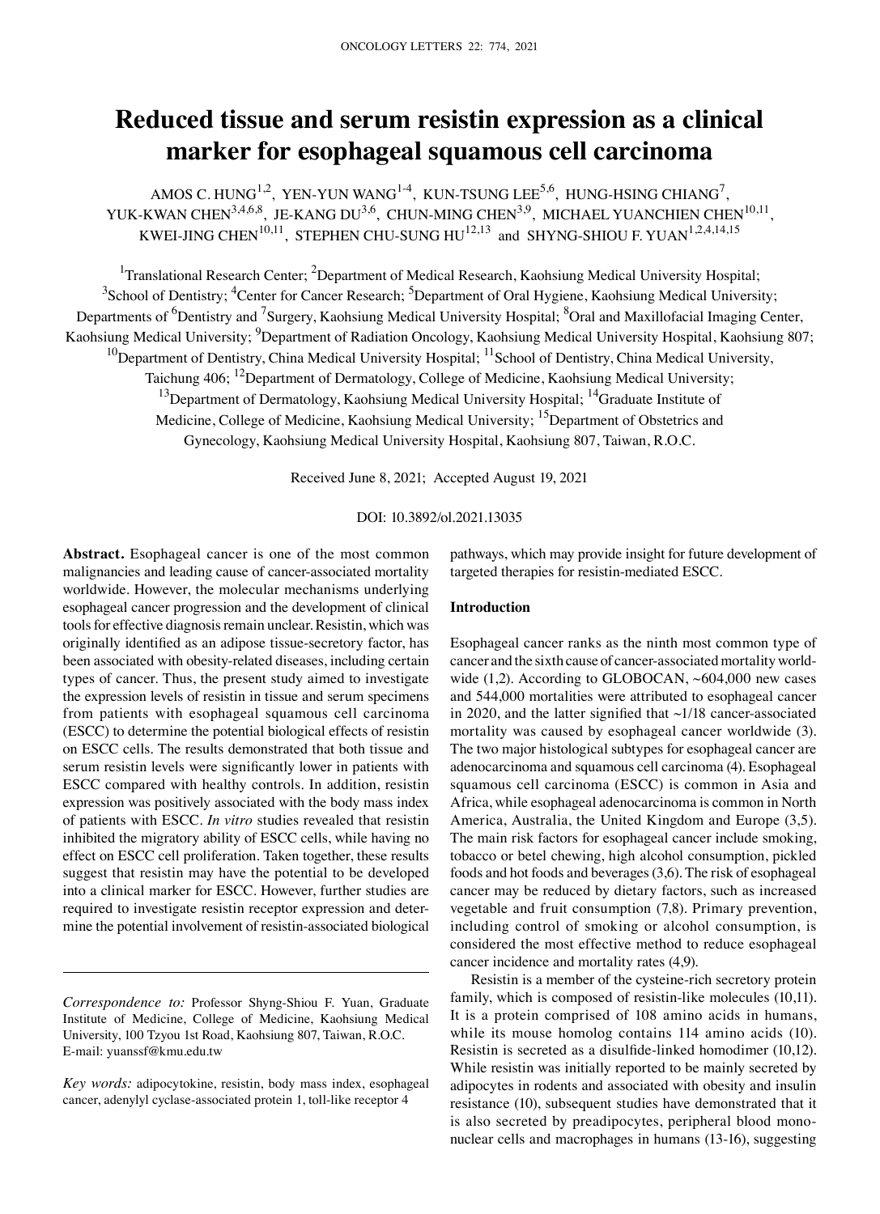# Reduced tissue and serum resistin expression as a clinical marker for esophageal squamous cell carcinoma

AMOS C. HUNG[1,2], YEN-YUN WANG[1-4], KUN-TSUNG LEE[5,6], HUNG-HSING CHIANG[7], YUK-KWAN CHEN[3,4,6,8], JE-KANG DU[3,6], CHUN-MING CHEN[3,9], MICHAEL YUANCHIEN CHEN[10,11], KWEI-JING CHEN[10,11], STEPHEN CHU-SUNG HU[12,13] and SHYNG-SHIOU F. YUAN[1,2,4,14,15]

[1]Translational Research Center; [2]Department of Medical Research, Kaohsiung Medical University Hospital; [3]School of Dentistry; [4]Center for Cancer Research; [5]Department of Oral Hygiene, Kaohsiung Medical University; Departments of [6]Dentistry and [7]Surgery, Kaohsiung Medical University Hospital; [8]Oral and Maxillofacial Imaging Center, Kaohsiung Medical University; [9]Department of Radiation Oncology, Kaohsiung Medical University Hospital, Kaohsiung 807; [10]Department of Dentistry, China Medical University Hospital; [11]School of Dentistry, China Medical University, Taichung 406; [12]Department of Dermatology, College of Medicine, Kaohsiung Medical University; [13]Department of Dermatology, Kaohsiung Medical University Hospital; [14]Graduate Institute of Medicine, College of Medicine, Kaohsiung Medical University; [15]Department of Obstetrics and Gynecology, Kaohsiung Medical University Hospital, Kaohsiung 807, Taiwan, R.O.C.

Received June 8, 2021; Accepted August 19, 2021

DOI: 10.3892/ol.2021.13035

**Abstract.** Esophageal cancer is one of the most common malignancies and leading cause of cancer-associated mortality worldwide. However, the molecular mechanisms underlying esophageal cancer progression and the development of clinical tools for effective diagnosis remain unclear. Resistin, which was originally identified as an adipose tissue-secretory factor, has been associated with obesity-related diseases, including certain types of cancer. Thus, the present study aimed to investigate the expression levels of resistin in tissue and serum specimens from patients with esophageal squamous cell carcinoma (ESCC) to determine the potential biological effects of resistin on ESCC cells. The results demonstrated that both tissue and serum resistin levels were significantly lower in patients with ESCC compared with healthy controls. In addition, resistin expression was positively associated with the body mass index of patients with ESCC. *In vitro* studies revealed that resistin inhibited the migratory ability of ESCC cells, while having no effect on ESCC cell proliferation. Taken together, these results suggest that resistin may have the potential to be developed into a clinical marker for ESCC. However, further studies are required to investigate resistin receptor expression and determine the potential involvement of resistin-associated biological pathways, which may provide insight for future development of targeted therapies for resistin-mediated ESCC.

*Correspondence to:* Professor Shyng-Shiou F. Yuan, Graduate Institute of Medicine, College of Medicine, Kaohsiung Medical University, 100 Tzyou 1st Road, Kaohsiung 807, Taiwan, R.O.C.
E-mail: yuanssf@kmu.edu.tw

*Key words:* adipocytokine, resistin, body mass index, esophageal cancer, adenylyl cyclase-associated protein 1, toll-like receptor 4

## Introduction

Esophageal cancer ranks as the ninth most common type of cancer and the sixth cause of cancer-associated mortality worldwide (1,2). According to GLOBOCAN, ~604,000 new cases and 544,000 mortalities were attributed to esophageal cancer in 2020, and the latter signified that ~1/18 cancer-associated mortality was caused by esophageal cancer worldwide (3). The two major histological subtypes for esophageal cancer are adenocarcinoma and squamous cell carcinoma (4). Esophageal squamous cell carcinoma (ESCC) is common in Asia and Africa, while esophageal adenocarcinoma is common in North America, Australia, the United Kingdom and Europe (3,5). The main risk factors for esophageal cancer include smoking, tobacco or betel chewing, high alcohol consumption, pickled foods and hot foods and beverages (3,6). The risk of esophageal cancer may be reduced by dietary factors, such as increased vegetable and fruit consumption (7,8). Primary prevention, including control of smoking or alcohol consumption, is considered the most effective method to reduce esophageal cancer incidence and mortality rates (4,9).

Resistin is a member of the cysteine-rich secretory protein family, which is composed of resistin-like molecules (10,11). It is a protein comprised of 108 amino acids in humans, while its mouse homolog contains 114 amino acids (10). Resistin is secreted as a disulfide-linked homodimer (10,12). While resistin was initially reported to be mainly secreted by adipocytes in rodents and associated with obesity and insulin resistance (10), subsequent studies have demonstrated that it is also secreted by preadipocytes, peripheral blood mononuclear cells and macrophages in humans (13-16), suggesting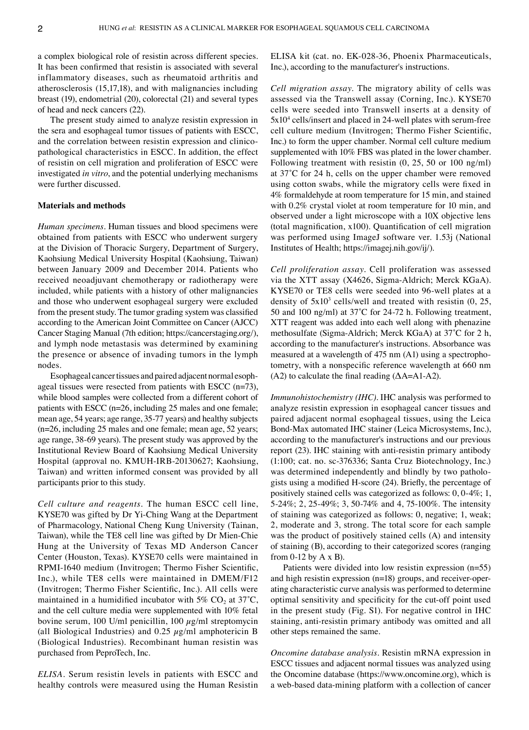a complex biological role of resistin across different species. It has been confirmed that resistin is associated with several inflammatory diseases, such as rheumatoid arthritis and atherosclerosis (15,17,18), and with malignancies including breast (19), endometrial (20), colorectal (21) and several types of head and neck cancers (22).

The present study aimed to analyze resistin expression in the sera and esophageal tumor tissues of patients with ESCC, and the correlation between resistin expression and clinicopathological characteristics in ESCC. In addition, the effect of resistin on cell migration and proliferation of ESCC were investigated *in vitro*, and the potential underlying mechanisms were further discussed.

## Materials and methods

*Human specimens.* Human tissues and blood specimens were obtained from patients with ESCC who underwent surgery at the Division of Thoracic Surgery, Department of Surgery, Kaohsiung Medical University Hospital (Kaohsiung, Taiwan) between January 2009 and December 2014. Patients who received neoadjuvant chemotherapy or radiotherapy were included, while patients with a history of other malignancies and those who underwent esophageal surgery were excluded from the present study. The tumor grading system was classified according to the American Joint Committee on Cancer (AJCC) Cancer Staging Manual (7th edition; https://cancerstaging.org/), and lymph node metastasis was determined by examining the presence or absence of invading tumors in the lymph nodes.

Esophageal cancer tissues and paired adjacent normal esophageal tissues were resected from patients with ESCC (n=73), while blood samples were collected from a different cohort of patients with ESCC (n=26, including 25 males and one female; mean age, 54 years; age range, 35-77 years) and healthy subjects (n=26, including 25 males and one female; mean age, 52 years; age range, 38-69 years). The present study was approved by the Institutional Review Board of Kaohsiung Medical University Hospital (approval no. KMUH-IRB-20130627; Kaohsiung, Taiwan) and written informed consent was provided by all participants prior to this study.

*Cell culture and reagents.* The human ESCC cell line, KYSE70 was gifted by Dr Yi-Ching Wang at the Department of Pharmacology, National Cheng Kung University (Tainan, Taiwan), while the TE8 cell line was gifted by Dr Mien-Chie Hung at the University of Texas MD Anderson Cancer Center (Houston, Texas). KYSE70 cells were maintained in RPMI-1640 medium (Invitrogen; Thermo Fisher Scientific, Inc.), while TE8 cells were maintained in DMEM/F12 (Invitrogen; Thermo Fisher Scientific, Inc.). All cells were maintained in a humidified incubator with 5% $CO_2$ at 37˚C, and the cell culture media were supplemented with 10% fetal bovine serum, 100 U/ml penicillin, 100 $\mu$g/ml streptomycin (all Biological Industries) and 0.25 $\mu$g/ml amphotericin B (Biological Industries). Recombinant human resistin was purchased from PeproTech, Inc.

*ELISA.* Serum resistin levels in patients with ESCC and healthy controls were measured using the Human Resistin ELISA kit (cat. no. EK-028-36, Phoenix Pharmaceuticals, Inc.), according to the manufacturer's instructions.

*Cell migration assay.* The migratory ability of cells was assessed via the Transwell assay (Corning, Inc.). KYSE70 cells were seeded into Transwell inserts at a density of $5x10^4$ cells/insert and placed in 24-well plates with serum-free cell culture medium (Invitrogen; Thermo Fisher Scientific, Inc.) to form the upper chamber. Normal cell culture medium supplemented with 10% FBS was plated in the lower chamber. Following treatment with resistin (0, 25, 50 or 100 ng/ml) at 37˚C for 24 h, cells on the upper chamber were removed using cotton swabs, while the migratory cells were fixed in 4% formaldehyde at room temperature for 15 min, and stained with 0.2% crystal violet at room temperature for 10 min, and observed under a light microscope with a 10X objective lens (total magnification, x100). Quantification of cell migration was performed using ImageJ software ver. 1.53j (National Institutes of Health; https://imagej.nih.gov/ij/).

*Cell proliferation assay.* Cell proliferation was assessed via the XTT assay (X4626, Sigma-Aldrich; Merck KGaA). KYSE70 or TE8 cells were seeded into 96-well plates at a density of $5x10^3$ cells/well and treated with resistin (0, 25, 50 and 100 ng/ml) at 37˚C for 24-72 h. Following treatment, XTT reagent was added into each well along with phenazine methosulfate (Sigma-Aldrich; Merck KGaA) at 37˚C for 2 h, according to the manufacturer's instructions. Absorbance was measured at a wavelength of 475 nm (A1) using a spectrophotometry, with a nonspecific reference wavelength at 660 nm (A2) to calculate the final reading ($\Delta$A=A1-A2).

*Immunohistochemistry (IHC).* IHC analysis was performed to analyze resistin expression in esophageal cancer tissues and paired adjacent normal esophageal tissues, using the Leica Bond-Max automated IHC stainer (Leica Microsystems, Inc.), according to the manufacturer's instructions and our previous report (23). IHC staining with anti-resistin primary antibody (1:100; cat. no. sc-376336; Santa Cruz Biotechnology, Inc.) was determined independently and blindly by two pathologists using a modified H-score (24). Briefly, the percentage of positively stained cells was categorized as follows: 0, 0-4%; 1, 5-24%; 2, 25-49%; 3, 50-74% and 4, 75-100%. The intensity of staining was categorized as follows: 0, negative; 1, weak; 2, moderate and 3, strong. The total score for each sample was the product of positively stained cells (A) and intensity of staining (B), according to their categorized scores (ranging from 0-12 by A x B).

Patients were divided into low resistin expression (n=55) and high resistin expression (n=18) groups, and receiver-operating characteristic curve analysis was performed to determine optimal sensitivity and specificity for the cut-off point used in the present study (Fig. S1). For negative control in IHC staining, anti-resistin primary antibody was omitted and all other steps remained the same.

*Oncomine database analysis.* Resistin mRNA expression in ESCC tissues and adjacent normal tissues was analyzed using the Oncomine database (https://www.oncomine.org), which is a web-based data-mining platform with a collection of cancer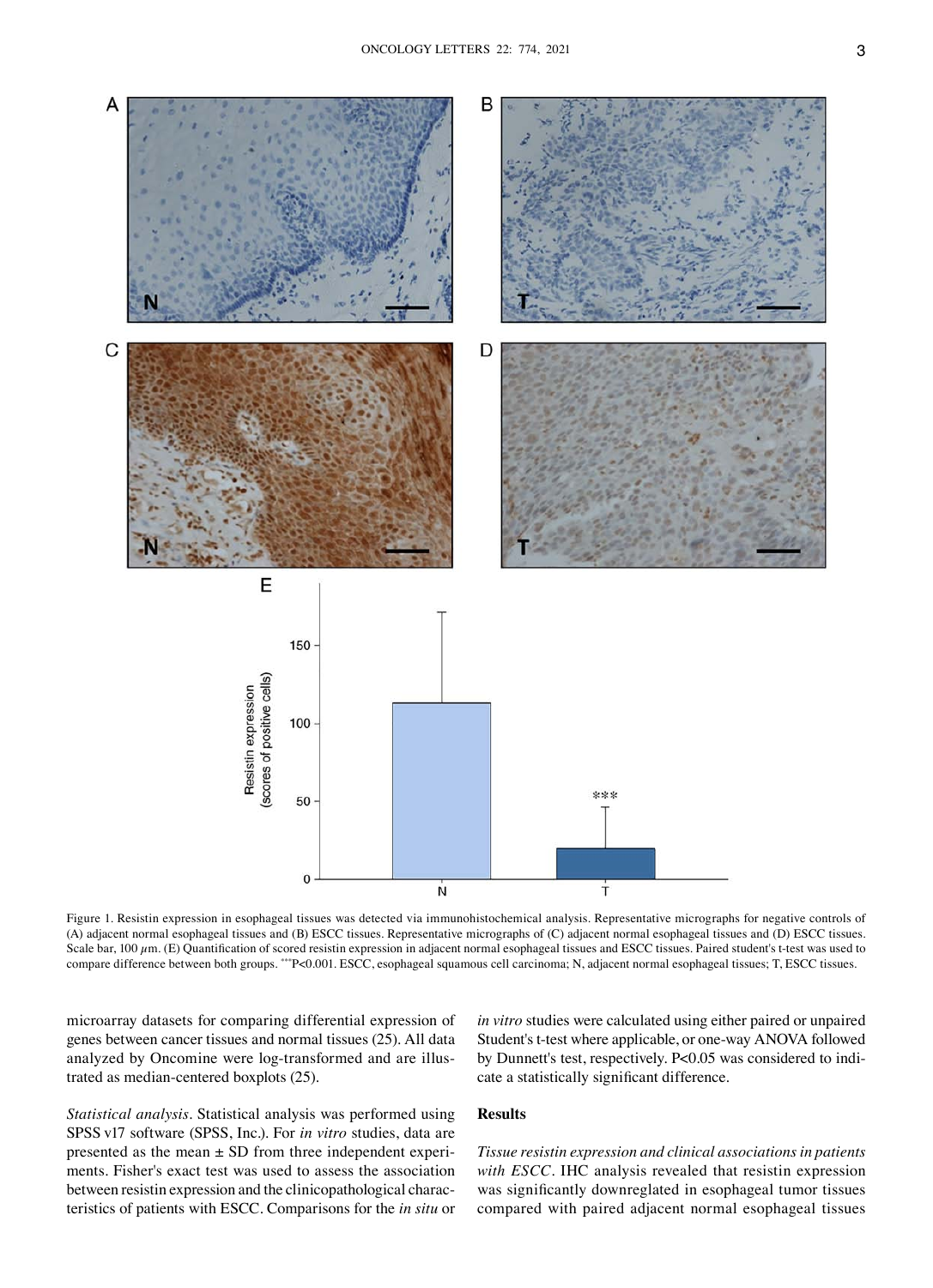Figure 1. Resistin expression in esophageal tissues was detected via immunohistochemical analysis. Representative micrographs for negative controls of (A) adjacent normal esophageal tissues and (B) ESCC tissues. Representative micrographs of (C) adjacent normal esophageal tissues and (D) ESCC tissues. Scale bar, 100 $\mu$m. (E) Quantification of scored resistin expression in adjacent normal esophageal tissues and ESCC tissues. Paired student's t-test was used to compare difference between both groups. ***P<0.001. ESCC, esophageal squamous cell carcinoma; N, adjacent normal esophageal tissues; T, ESCC tissues.

microarray datasets for comparing differential expression of genes between cancer tissues and normal tissues (25). All data analyzed by Oncomine were log-transformed and are illustrated as median-centered boxplots (25).

*Statistical analysis*. Statistical analysis was performed using SPSS v17 software (SPSS, Inc.). For *in vitro* studies, data are presented as the mean ± SD from three independent experiments. Fisher's exact test was used to assess the association between resistin expression and the clinicopathological characteristics of patients with ESCC. Comparisons for the *in situ* or *in vitro* studies were calculated using either paired or unpaired Student's t-test where applicable, or one-way ANOVA followed by Dunnett's test, respectively. P<0.05 was considered to indicate a statistically significant difference.

## Results

*Tissue resistin expression and clinical associations in patients with ESCC*. IHC analysis revealed that resistin expression was significantly downreglated in esophageal tumor tissues compared with paired adjacent normal esophageal tissues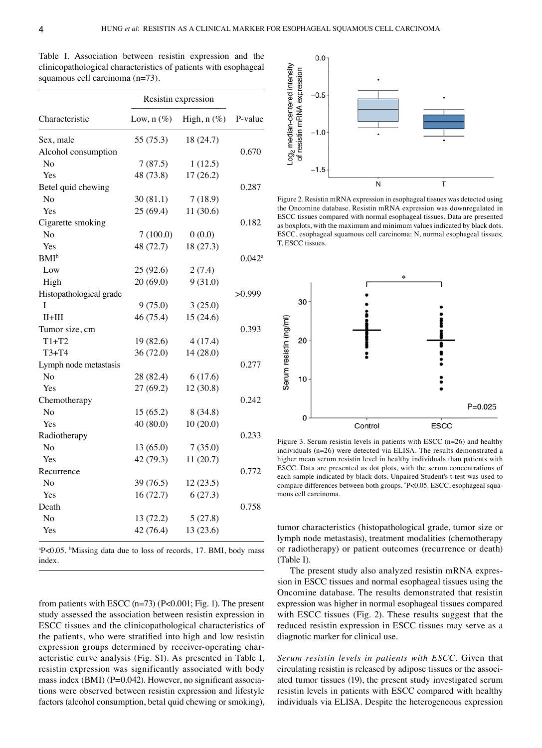Table I. Association between resistin expression and the clinicopathological characteristics of patients with esophageal squamous cell carcinoma (n=73).

| | Resistin expression | | |
|---|---|---|---|
| Characteristic | Low, n (%) | High, n (%) | P-value |
| Sex, male | 55 (75.3) | 18 (24.7) | |
| Alcohol consumption | | | 0.670 |
| No | 7 (87.5) | 1 (12.5) | |
| Yes | 48 (73.8) | 17 (26.2) | |
| Betel quid chewing | | | 0.287 |
| No | 30 (81.1) | 7 (18.9) | |
| Yes | 25 (69.4) | 11 (30.6) | |
| Cigarette smoking | | | 0.182 |
| No | 7 (100.0) | 0 (0.0) | |
| Yes | 48 (72.7) | 18 (27.3) | |
| BMI[b] | | | 0.042[a] |
| Low | 25 (92.6) | 2 (7.4) | |
| High | 20 (69.0) | 9 (31.0) | |
| Histopathological grade | | | >0.999 |
| I | 9 (75.0) | 3 (25.0) | |
| II+III | 46 (75.4) | 15 (24.6) | |
| Tumor size, cm | | | 0.393 |
| T1+T2 | 19 (82.6) | 4 (17.4) | |
| T3+T4 | 36 (72.0) | 14 (28.0) | |
| Lymph node metastasis | | | 0.277 |
| No | 28 (82.4) | 6 (17.6) | |
| Yes | 27 (69.2) | 12 (30.8) | |
| Chemotherapy | | | 0.242 |
| No | 15 (65.2) | 8 (34.8) | |
| Yes | 40 (80.0) | 10 (20.0) | |
| Radiotherapy | | | 0.233 |
| No | 13 (65.0) | 7 (35.0) | |
| Yes | 42 (79.3) | 11 (20.7) | |
| Recurrence | | | 0.772 |
| No | 39 (76.5) | 12 (23.5) | |
| Yes | 16 (72.7) | 6 (27.3) | |
| Death | | | 0.758 |
| No | 13 (72.2) | 5 (27.8) | |
| Yes | 42 (76.4) | 13 (23.6) | |

[a]P<0.05. [b]Missing data due to loss of records, 17. BMI, body mass index.

from patients with ESCC (n=73) (P<0.001; Fig. 1). The present study assessed the association between resistin expression in ESCC tissues and the clinicopathological characteristics of the patients, who were stratified into high and low resistin expression groups determined by receiver-operating characteristic curve analysis (Fig. S1). As presented in Table I, resistin expression was significantly associated with body mass index (BMI) (P=0.042). However, no significant associations were observed between resistin expression and lifestyle factors (alcohol consumption, betal quid chewing or smoking), tumor characteristics (histopathological grade, tumor size or lymph node metastasis), treatment modalities (chemotherapy or radiotherapy) or patient outcomes (recurrence or death) (Table I).

The present study also analyzed resistin mRNA expression in ESCC tissues and normal esophageal tissues using the Oncomine database. The results demonstrated that resistin expression was higher in normal esophageal tissues compared with ESCC tissues (Fig. 2). These results suggest that the reduced resistin expression in ESCC tissues may serve as a diagnostic marker for clinical use.

Figure 2. Resistin mRNA expression in esophageal tissues was detected using the Oncomine database. Resistin mRNA expression was downregulated in ESCC tissues compared with normal esophageal tissues. Data are presented as boxplots, with the maximum and minimum values indicated by black dots. ESCC, esophageal squamous cell carcinoma; N, normal esophageal tissues; T, ESCC tissues.

Figure 3. Serum resistin levels in patients with ESCC (n=26) and healthy individuals (n=26) were detected via ELISA. The results demonstrated a higher mean serum resistin level in healthy individuals than patients with ESCC. Data are presented as dot plots, with the serum concentrations of each sample indicated by black dots. Unpaired Student's t-test was used to compare differences between both groups. [*]P<0.05. ESCC, esophageal squamous cell carcinoma.

*Serum resistin levels in patients with ESCC*. Given that circulating resistin is released by adipose tissues or the associated tumor tissues (19), the present study investigated serum resistin levels in patients with ESCC compared with healthy individuals via ELISA. Despite the heterogeneous expression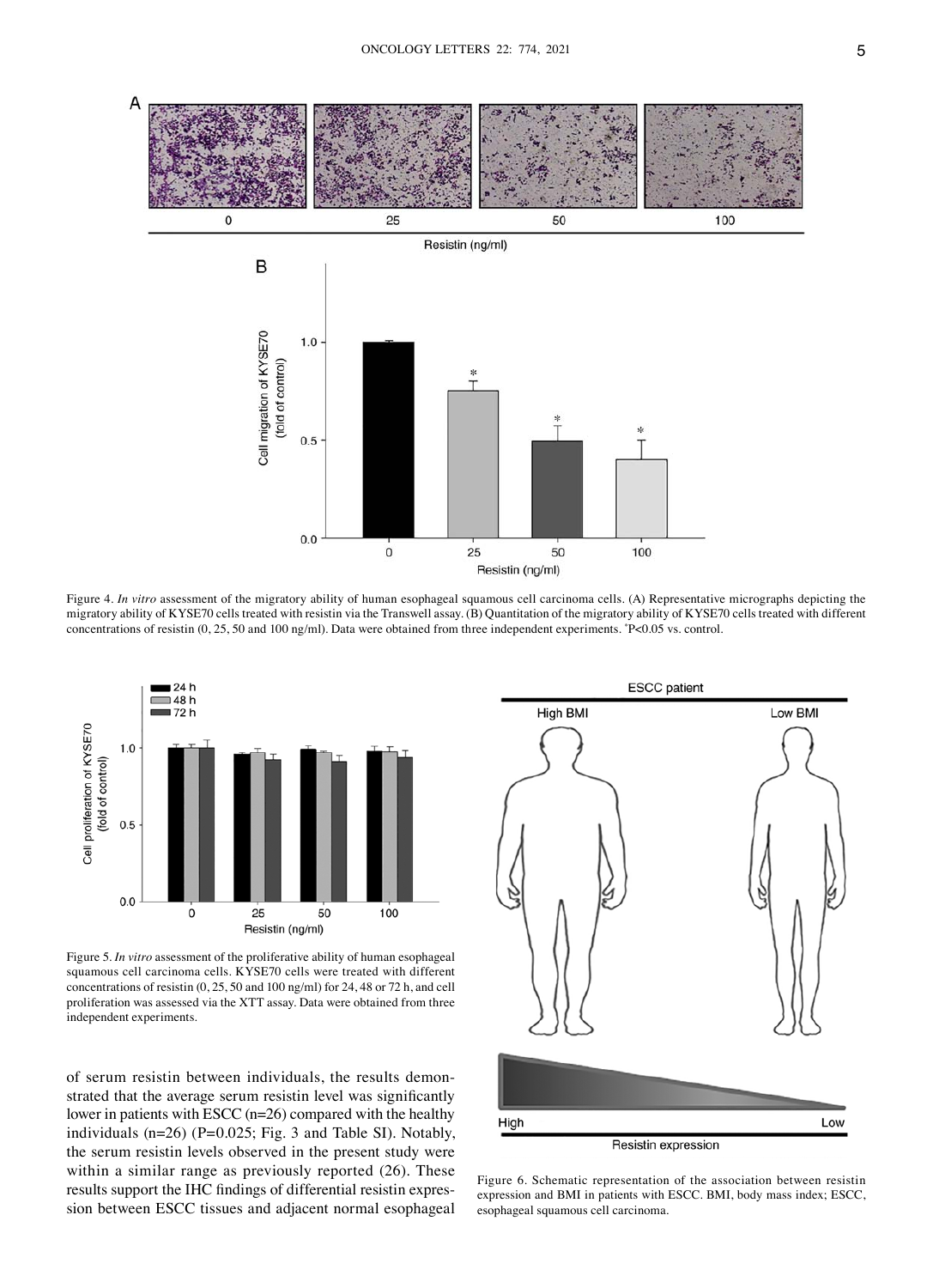Figure 4. *In vitro* assessment of the migratory ability of human esophageal squamous cell carcinoma cells. (A) Representative micrographs depicting the migratory ability of KYSE70 cells treated with resistin via the Transwell assay. (B) Quantitation of the migratory ability of KYSE70 cells treated with different concentrations of resistin (0, 25, 50 and 100 ng/ml). Data were obtained from three independent experiments. *P<0.05 vs. control.

Figure 5. *In vitro* assessment of the proliferative ability of human esophageal squamous cell carcinoma cells. KYSE70 cells were treated with different concentrations of resistin (0, 25, 50 and 100 ng/ml) for 24, 48 or 72 h, and cell proliferation was assessed via the XTT assay. Data were obtained from three independent experiments.

of serum resistin between individuals, the results demonstrated that the average serum resistin level was significantly lower in patients with ESCC (n=26) compared with the healthy individuals (n=26) (P=0.025; Fig. 3 and Table SI). Notably, the serum resistin levels observed in the present study were within a similar range as previously reported (26). These results support the IHC findings of differential resistin expression between ESCC tissues and adjacent normal esophageal

Figure 6. Schematic representation of the association between resistin expression and BMI in patients with ESCC. BMI, body mass index; ESCC, esophageal squamous cell carcinoma.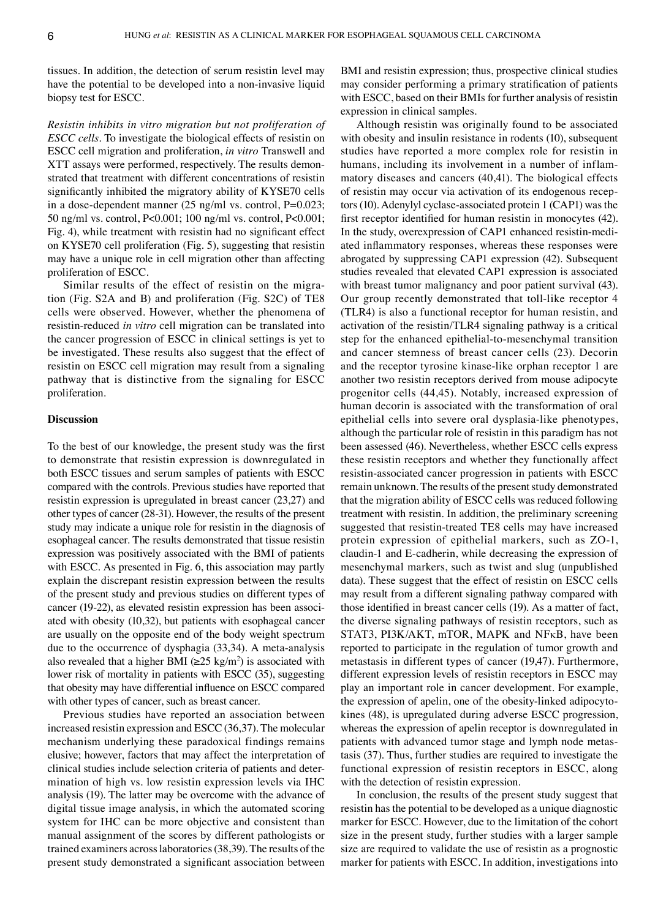tissues. In addition, the detection of serum resistin level may have the potential to be developed into a non-invasive liquid biopsy test for ESCC.

*Resistin inhibits in vitro migration but not proliferation of ESCC cells.* To investigate the biological effects of resistin on ESCC cell migration and proliferation, *in vitro* Transwell and XTT assays were performed, respectively. The results demonstrated that treatment with different concentrations of resistin significantly inhibited the migratory ability of KYSE70 cells in a dose-dependent manner (25 ng/ml vs. control, P=0.023; 50 ng/ml vs. control, P<0.001; 100 ng/ml vs. control, P<0.001; Fig. 4), while treatment with resistin had no significant effect on KYSE70 cell proliferation (Fig. 5), suggesting that resistin may have a unique role in cell migration other than affecting proliferation of ESCC.

Similar results of the effect of resistin on the migration (Fig. S2A and B) and proliferation (Fig. S2C) of TE8 cells were observed. However, whether the phenomena of resistin-reduced *in vitro* cell migration can be translated into the cancer progression of ESCC in clinical settings is yet to be investigated. These results also suggest that the effect of resistin on ESCC cell migration may result from a signaling pathway that is distinctive from the signaling for ESCC proliferation.

## Discussion

To the best of our knowledge, the present study was the first to demonstrate that resistin expression is downregulated in both ESCC tissues and serum samples of patients with ESCC compared with the controls. Previous studies have reported that resistin expression is upregulated in breast cancer (23,27) and other types of cancer (28-31). However, the results of the present study may indicate a unique role for resistin in the diagnosis of esophageal cancer. The results demonstrated that tissue resistin expression was positively associated with the BMI of patients with ESCC. As presented in Fig. 6, this association may partly explain the discrepant resistin expression between the results of the present study and previous studies on different types of cancer (19-22), as elevated resistin expression has been associated with obesity (10,32), but patients with esophageal cancer are usually on the opposite end of the body weight spectrum due to the occurrence of dysphagia (33,34). A meta-analysis also revealed that a higher BMI ($\geq$25 kg/m$^2$) is associated with lower risk of mortality in patients with ESCC (35), suggesting that obesity may have differential influence on ESCC compared with other types of cancer, such as breast cancer.

Previous studies have reported an association between increased resistin expression and ESCC (36,37). The molecular mechanism underlying these paradoxical findings remains elusive; however, factors that may affect the interpretation of clinical studies include selection criteria of patients and determination of high vs. low resistin expression levels via IHC analysis (19). The latter may be overcome with the advance of digital tissue image analysis, in which the automated scoring system for IHC can be more objective and consistent than manual assignment of the scores by different pathologists or trained examiners across laboratories (38,39). The results of the present study demonstrated a significant association between BMI and resistin expression; thus, prospective clinical studies may consider performing a primary stratification of patients with ESCC, based on their BMIs for further analysis of resistin expression in clinical samples.

Although resistin was originally found to be associated with obesity and insulin resistance in rodents (10), subsequent studies have reported a more complex role for resistin in humans, including its involvement in a number of inflammatory diseases and cancers (40,41). The biological effects of resistin may occur via activation of its endogenous receptors (10). Adenylyl cyclase-associated protein 1 (CAP1) was the first receptor identified for human resistin in monocytes (42). In the study, overexpression of CAP1 enhanced resistin-mediated inflammatory responses, whereas these responses were abrogated by suppressing CAP1 expression (42). Subsequent studies revealed that elevated CAP1 expression is associated with breast tumor malignancy and poor patient survival (43). Our group recently demonstrated that toll-like receptor 4 (TLR4) is also a functional receptor for human resistin, and activation of the resistin/TLR4 signaling pathway is a critical step for the enhanced epithelial-to-mesenchymal transition and cancer stemness of breast cancer cells (23). Decorin and the receptor tyrosine kinase-like orphan receptor 1 are another two resistin receptors derived from mouse adipocyte progenitor cells (44,45). Notably, increased expression of human decorin is associated with the transformation of oral epithelial cells into severe oral dysplasia-like phenotypes, although the particular role of resistin in this paradigm has not been assessed (46). Nevertheless, whether ESCC cells express these resistin receptors and whether they functionally affect resistin-associated cancer progression in patients with ESCC remain unknown. The results of the present study demonstrated that the migration ability of ESCC cells was reduced following treatment with resistin. In addition, the preliminary screening suggested that resistin-treated TE8 cells may have increased protein expression of epithelial markers, such as ZO-1, claudin-1 and E-cadherin, while decreasing the expression of mesenchymal markers, such as twist and slug (unpublished data). These suggest that the effect of resistin on ESCC cells may result from a different signaling pathway compared with those identified in breast cancer cells (19). As a matter of fact, the diverse signaling pathways of resistin receptors, such as STAT3, PI3K/AKT, mTOR, MAPK and NFκB, have been reported to participate in the regulation of tumor growth and metastasis in different types of cancer (19,47). Furthermore, different expression levels of resistin receptors in ESCC may play an important role in cancer development. For example, the expression of apelin, one of the obesity-linked adipocytokines (48), is upregulated during adverse ESCC progression, whereas the expression of apelin receptor is downregulated in patients with advanced tumor stage and lymph node metastasis (37). Thus, further studies are required to investigate the functional expression of resistin receptors in ESCC, along with the detection of resistin expression.

In conclusion, the results of the present study suggest that resistin has the potential to be developed as a unique diagnostic marker for ESCC. However, due to the limitation of the cohort size in the present study, further studies with a larger sample size are required to validate the use of resistin as a prognostic marker for patients with ESCC. In addition, investigations into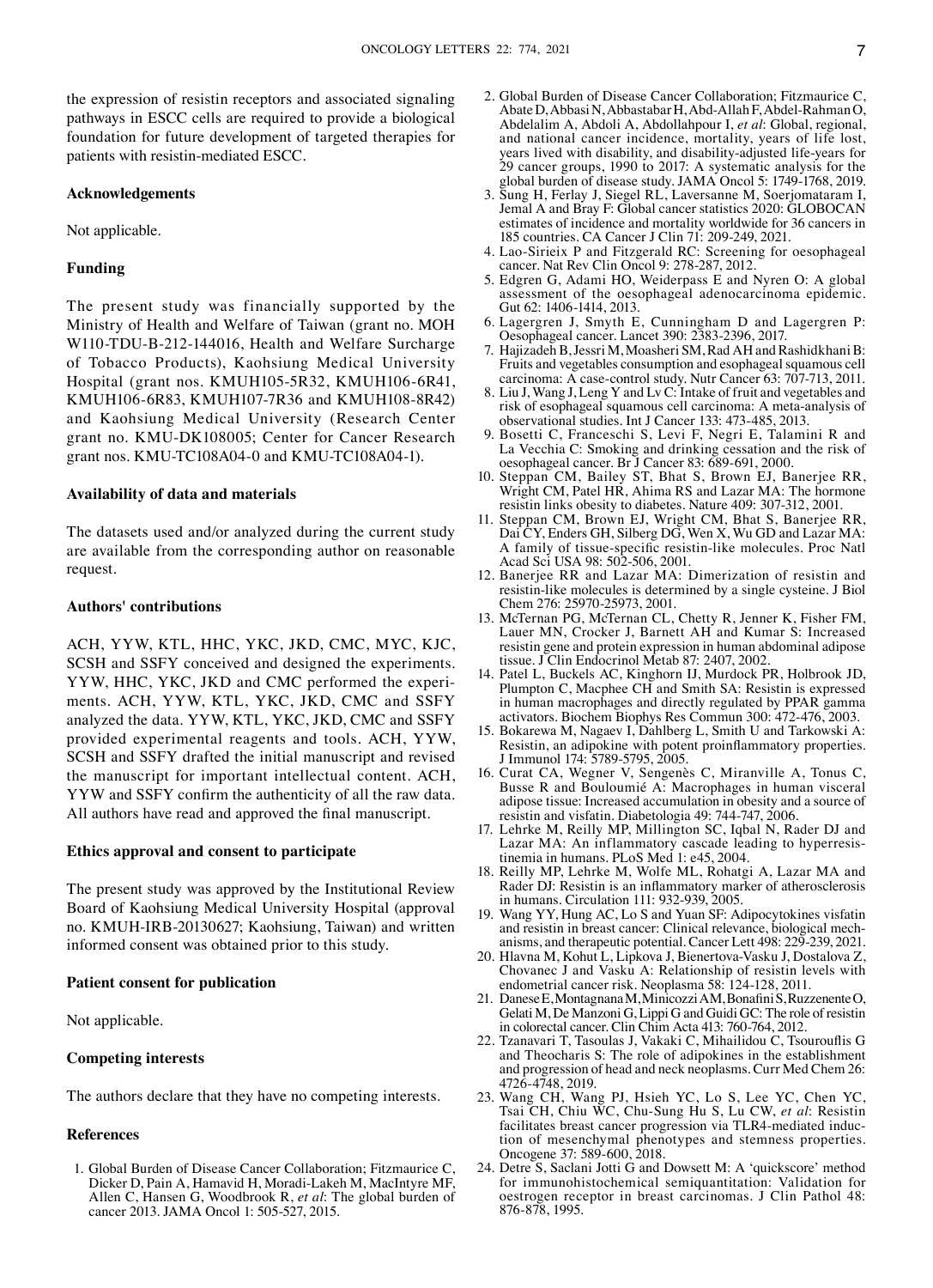the expression of resistin receptors and associated signaling pathways in ESCC cells are required to provide a biological foundation for future development of targeted therapies for patients with resistin‑mediated ESCC.

## Acknowledgements

Not applicable.

## Funding

The present study was financially supported by the Ministry of Health and Welfare of Taiwan (grant no. MOHW110‑TDU‑B‑212‑144016, Health and Welfare Surcharge of Tobacco Products), Kaohsiung Medical University Hospital (grant nos. KMUH105‑5R32, KMUH106‑6R41, KMUH106‑6R83, KMUH107‑7R36 and KMUH108‑8R42) and Kaohsiung Medical University (Research Center grant no. KMU‑DK108005; Center for Cancer Research grant nos. KMU‑TC108A04‑0 and KMU‑TC108A04‑1).

## Availability of data and materials

The datasets used and/or analyzed during the current study are available from the corresponding author on reasonable request.

## Authors' contributions

ACH, YYW, KTL, HHC, YKC, JKD, CMC, MYC, KJC, SCSH and SSFY conceived and designed the experiments. YYW, HHC, YKC, JKD and CMC performed the experiments. ACH, YYW, KTL, YKC, JKD, CMC and SSFY analyzed the data. YYW, KTL, YKC, JKD, CMC and SSFY provided experimental reagents and tools. ACH, YYW, SCSH and SSFY drafted the initial manuscript and revised the manuscript for important intellectual content. ACH, YYW and SSFY confirm the authenticity of all the raw data. All authors have read and approved the final manuscript.

## Ethics approval and consent to participate

The present study was approved by the Institutional Review Board of Kaohsiung Medical University Hospital (approval no. KMUH‑IRB‑20130627; Kaohsiung, Taiwan) and written informed consent was obtained prior to this study.

## Patient consent for publication

Not applicable.

## Competing interests

The authors declare that they have no competing interests.

## References

1. Global Burden of Disease Cancer Collaboration; Fitzmaurice C, Dicker D, Pain A, Hamavid H, Moradi‑Lakeh M, MacIntyre MF, Allen C, Hansen G, Woodbrook R, *et al*: The global burden of cancer 2013. JAMA Oncol 1: 505‑527, 2015.
2. Global Burden of Disease Cancer Collaboration; Fitzmaurice C, Abate D, Abbasi N, Abbastabar H, Abd‑Allah F, Abdel‑Rahman O, Abdelalim A, Abdoli A, Abdollahpour I, *et al*: Global, regional, and national cancer incidence, mortality, years of life lost, years lived with disability, and disability‑adjusted life‑years for 29 cancer groups, 1990 to 2017: A systematic analysis for the global burden of disease study. JAMA Oncol 5: 1749‑1768, 2019.
3. Sung H, Ferlay J, Siegel RL, Laversanne M, Soerjomataram I, Jemal A and Bray F: Global cancer statistics 2020: GLOBOCAN estimates of incidence and mortality worldwide for 36 cancers in 185 countries. CA Cancer J Clin 71: 209‑249, 2021.
4. Lao‑Sirieix P and Fitzgerald RC: Screening for oesophageal cancer. Nat Rev Clin Oncol 9: 278‑287, 2012.
5. Edgren G, Adami HO, Weiderpass E and Nyren O: A global assessment of the oesophageal adenocarcinoma epidemic. Gut 62: 1406‑1414, 2013.
6. Lagergren J, Smyth E, Cunningham D and Lagergren P: Oesophageal cancer. Lancet 390: 2383‑2396, 2017.
7. Hajizadeh B, Jessri M, Moasheri SM, Rad AH and Rashidkhani B: Fruits and vegetables consumption and esophageal squamous cell carcinoma: A case‑control study. Nutr Cancer 63: 707‑713, 2011.
8. Liu J, Wang J, Leng Y and Lv C: Intake of fruit and vegetables and risk of esophageal squamous cell carcinoma: A meta‑analysis of observational studies. Int J Cancer 133: 473‑485, 2013.
9. Bosetti C, Franceschi S, Levi F, Negri E, Talamini R and La Vecchia C: Smoking and drinking cessation and the risk of oesophageal cancer. Br J Cancer 83: 689‑691, 2000.
10. Steppan CM, Bailey ST, Bhat S, Brown EJ, Banerjee RR, Wright CM, Patel HR, Ahima RS and Lazar MA: The hormone resistin links obesity to diabetes. Nature 409: 307‑312, 2001.
11. Steppan CM, Brown EJ, Wright CM, Bhat S, Banerjee RR, Dai CY, Enders GH, Silberg DG, Wen X, Wu GD and Lazar MA: A family of tissue‑specific resistin‑like molecules. Proc Natl Acad Sci USA 98: 502‑506, 2001.
12. Banerjee RR and Lazar MA: Dimerization of resistin and resistin‑like molecules is determined by a single cysteine. J Biol Chem 276: 25970‑25973, 2001.
13. McTernan PG, McTernan CL, Chetty R, Jenner K, Fisher FM, Lauer MN, Crocker J, Barnett AH and Kumar S: Increased resistin gene and protein expression in human abdominal adipose tissue. J Clin Endocrinol Metab 87: 2407, 2002.
14. Patel L, Buckels AC, Kinghorn IJ, Murdock PR, Holbrook JD, Plumpton C, Macphee CH and Smith SA: Resistin is expressed in human macrophages and directly regulated by PPAR gamma activators. Biochem Biophys Res Commun 300: 472‑476, 2003.
15. Bokarewa M, Nagaev I, Dahlberg L, Smith U and Tarkowski A: Resistin, an adipokine with potent proinflammatory properties. J Immunol 174: 5789‑5795, 2005.
16. Curat CA, Wegner V, Sengenès C, Miranville A, Tonus C, Busse R and Bouloumié A: Macrophages in human visceral adipose tissue: Increased accumulation in obesity and a source of resistin and visfatin. Diabetologia 49: 744‑747, 2006.
17. Lehrke M, Reilly MP, Millington SC, Iqbal N, Rader DJ and Lazar MA: An inflammatory cascade leading to hyperresistinemia in humans. PLoS Med 1: e45, 2004.
18. Reilly MP, Lehrke M, Wolfe ML, Rohatgi A, Lazar MA and Rader DJ: Resistin is an inflammatory marker of atherosclerosis in humans. Circulation 111: 932‑939, 2005.
19. Wang YY, Hung AC, Lo S and Yuan SF: Adipocytokines visfatin and resistin in breast cancer: Clinical relevance, biological mechanisms, and therapeutic potential. Cancer Lett 498: 229‑239, 2021.
20. Hlavna M, Kohut L, Lipkova J, Bienertova‑Vasku J, Dostalova Z, Chovanec J and Vasku A: Relationship of resistin levels with endometrial cancer risk. Neoplasma 58: 124‑128, 2011.
21. Danese E, Montagnana M, Minicozzi AM, Bonafini S, Ruzzenente O, Gelati M, De Manzoni G, Lippi G and Guidi GC: The role of resistin in colorectal cancer. Clin Chim Acta 413: 760‑764, 2012.
22. Tzanavari T, Tasoulas J, Vakaki C, Mihailidou C, Tsourouflis G and Theocharis S: The role of adipokines in the establishment and progression of head and neck neoplasms. Curr Med Chem 26: 4726‑4748, 2019.
23. Wang CH, Wang PJ, Hsieh YC, Lo S, Lee YC, Chen YC, Tsai CH, Chiu WC, Chu‑Sung Hu S, Lu CW, *et al*: Resistin facilitates breast cancer progression via TLR4‑mediated induction of mesenchymal phenotypes and stemness properties. Oncogene 37: 589‑600, 2018.
24. Detre S, Saclani Jotti G and Dowsett M: A 'quickscore' method for immunohistochemical semiquantitation: Validation for oestrogen receptor in breast carcinomas. J Clin Pathol 48: 876‑878, 1995.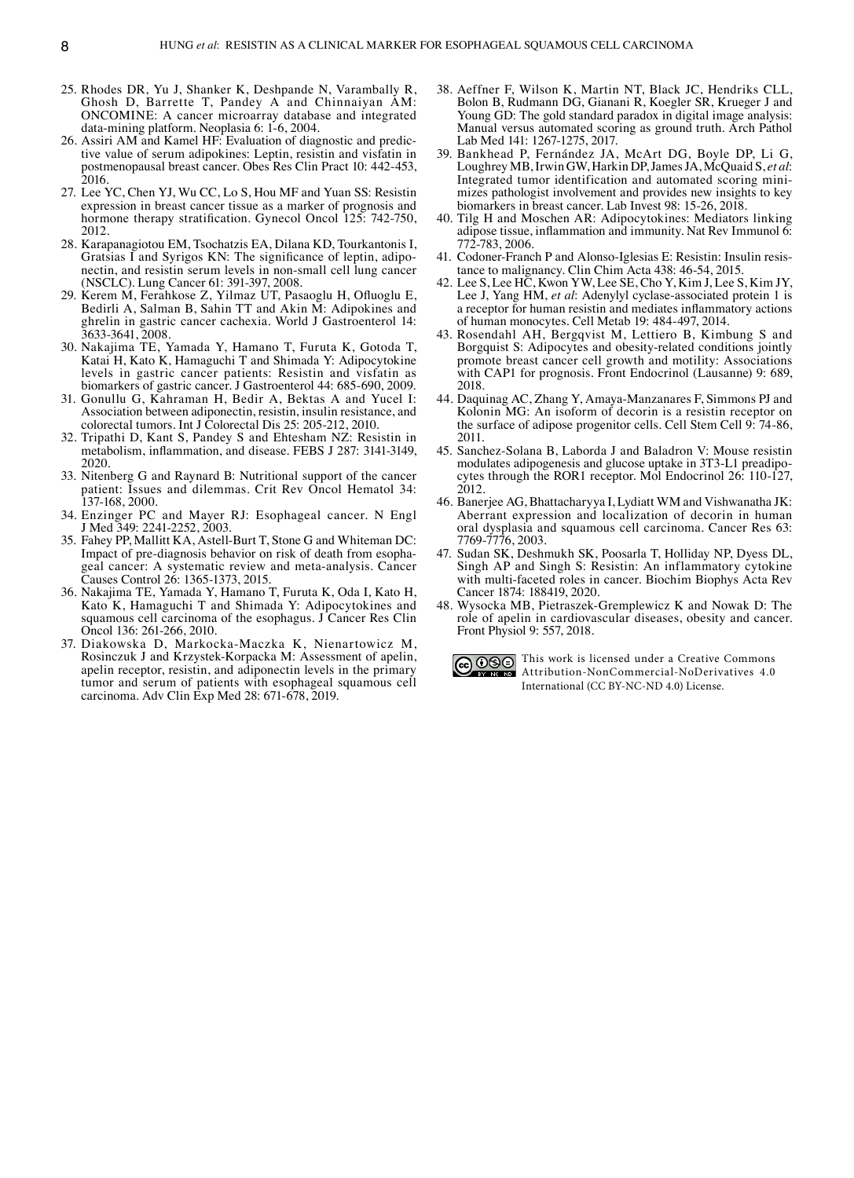25. Rhodes DR, Yu J, Shanker K, Deshpande N, Varambally R, Ghosh D, Barrette T, Pandey A and Chinnaiyan AM: ONCOMINE: A cancer microarray database and integrated data-mining platform. Neoplasia 6: 1-6, 2004.
26. Assiri AM and Kamel HF: Evaluation of diagnostic and predictive value of serum adipokines: Leptin, resistin and visfatin in postmenopausal breast cancer. Obes Res Clin Pract 10: 442-453, 2016.
27. Lee YC, Chen YJ, Wu CC, Lo S, Hou MF and Yuan SS: Resistin expression in breast cancer tissue as a marker of prognosis and hormone therapy stratification. Gynecol Oncol 125: 742-750, 2012.
28. Karapanagiotou EM, Tsochatzis EA, Dilana KD, Tourkantonis I, Gratsias I and Syrigos KN: The significance of leptin, adiponectin, and resistin serum levels in non-small cell lung cancer (NSCLC). Lung Cancer 61: 391-397, 2008.
29. Kerem M, Ferahkose Z, Yilmaz UT, Pasaoglu H, Ofluoglu E, Bedirli A, Salman B, Sahin TT and Akin M: Adipokines and ghrelin in gastric cancer cachexia. World J Gastroenterol 14: 3633-3641, 2008.
30. Nakajima TE, Yamada Y, Hamano T, Furuta K, Gotoda T, Katai H, Kato K, Hamaguchi T and Shimada Y: Adipocytokine levels in gastric cancer patients: Resistin and visfatin as biomarkers of gastric cancer. J Gastroenterol 44: 685-690, 2009.
31. Gonullu G, Kahraman H, Bedir A, Bektas A and Yucel I: Association between adiponectin, resistin, insulin resistance, and colorectal tumors. Int J Colorectal Dis 25: 205-212, 2010.
32. Tripathi D, Kant S, Pandey S and Ehtesham NZ: Resistin in metabolism, inflammation, and disease. FEBS J 287: 3141-3149, 2020.
33. Nitenberg G and Raynard B: Nutritional support of the cancer patient: Issues and dilemmas. Crit Rev Oncol Hematol 34: 137-168, 2000.
34. Enzinger PC and Mayer RJ: Esophageal cancer. N Engl J Med 349: 2241-2252, 2003.
35. Fahey PP, Mallitt KA, Astell-Burt T, Stone G and Whiteman DC: Impact of pre-diagnosis behavior on risk of death from esophageal cancer: A systematic review and meta-analysis. Cancer Causes Control 26: 1365-1373, 2015.
36. Nakajima TE, Yamada Y, Hamano T, Furuta K, Oda I, Kato H, Kato K, Hamaguchi T and Shimada Y: Adipocytokines and squamous cell carcinoma of the esophagus. J Cancer Res Clin Oncol 136: 261-266, 2010.
37. Diakowska D, Markocka-Maczka K, Nienartowicz M, Rosinczuk J and Krzystek-Korpacka M: Assessment of apelin, apelin receptor, resistin, and adiponectin levels in the primary tumor and serum of patients with esophageal squamous cell carcinoma. Adv Clin Exp Med 28: 671-678, 2019.
38. Aeffner F, Wilson K, Martin NT, Black JC, Hendriks CLL, Bolon B, Rudmann DG, Gianani R, Koegler SR, Krueger J and Young GD: The gold standard paradox in digital image analysis: Manual versus automated scoring as ground truth. Arch Pathol Lab Med 141: 1267-1275, 2017.
39. Bankhead P, Fernández JA, McArt DG, Boyle DP, Li G, Loughrey MB, Irwin GW, Harkin DP, James JA, McQuaid S, *et al*: Integrated tumor identification and automated scoring minimizes pathologist involvement and provides new insights to key biomarkers in breast cancer. Lab Invest 98: 15-26, 2018.
40. Tilg H and Moschen AR: Adipocytokines: Mediators linking adipose tissue, inflammation and immunity. Nat Rev Immunol 6: 772-783, 2006.
41. Codoner-Franch P and Alonso-Iglesias E: Resistin: Insulin resistance to malignancy. Clin Chim Acta 438: 46-54, 2015.
42. Lee S, Lee HC, Kwon YW, Lee SE, Cho Y, Kim J, Lee S, Kim JY, Lee J, Yang HM, *et al*: Adenylyl cyclase-associated protein 1 is a receptor for human resistin and mediates inflammatory actions of human monocytes. Cell Metab 19: 484-497, 2014.
43. Rosendahl AH, Bergqvist M, Lettiero B, Kimbung S and Borgquist S: Adipocytes and obesity-related conditions jointly promote breast cancer cell growth and motility: Associations with CAP1 for prognosis. Front Endocrinol (Lausanne) 9: 689, 2018.
44. Daquinag AC, Zhang Y, Amaya-Manzanares F, Simmons PJ and Kolonin MG: An isoform of decorin is a resistin receptor on the surface of adipose progenitor cells. Cell Stem Cell 9: 74-86, 2011.
45. Sanchez-Solana B, Laborda J and Baladron V: Mouse resistin modulates adipogenesis and glucose uptake in 3T3-L1 preadipocytes through the ROR1 receptor. Mol Endocrinol 26: 110-127, 2012.
46. Banerjee AG, Bhattacharyya I, Lydiatt WM and Vishwanatha JK: Aberrant expression and localization of decorin in human oral dysplasia and squamous cell carcinoma. Cancer Res 63: 7769-7776, 2003.
47. Sudan SK, Deshmukh SK, Poosarla T, Holliday NP, Dyess DL, Singh AP and Singh S: Resistin: An inflammatory cytokine with multi-faceted roles in cancer. Biochim Biophys Acta Rev Cancer 1874: 188419, 2020.
48. Wysocka MB, Pietraszek-Gremplewicz K and Nowak D: The role of apelin in cardiovascular diseases, obesity and cancer. Front Physiol 9: 557, 2018.

This work is licensed under a Creative Commons Attribution-NonCommercial-NoDerivatives 4.0 International (CC BY-NC-ND 4.0) License.